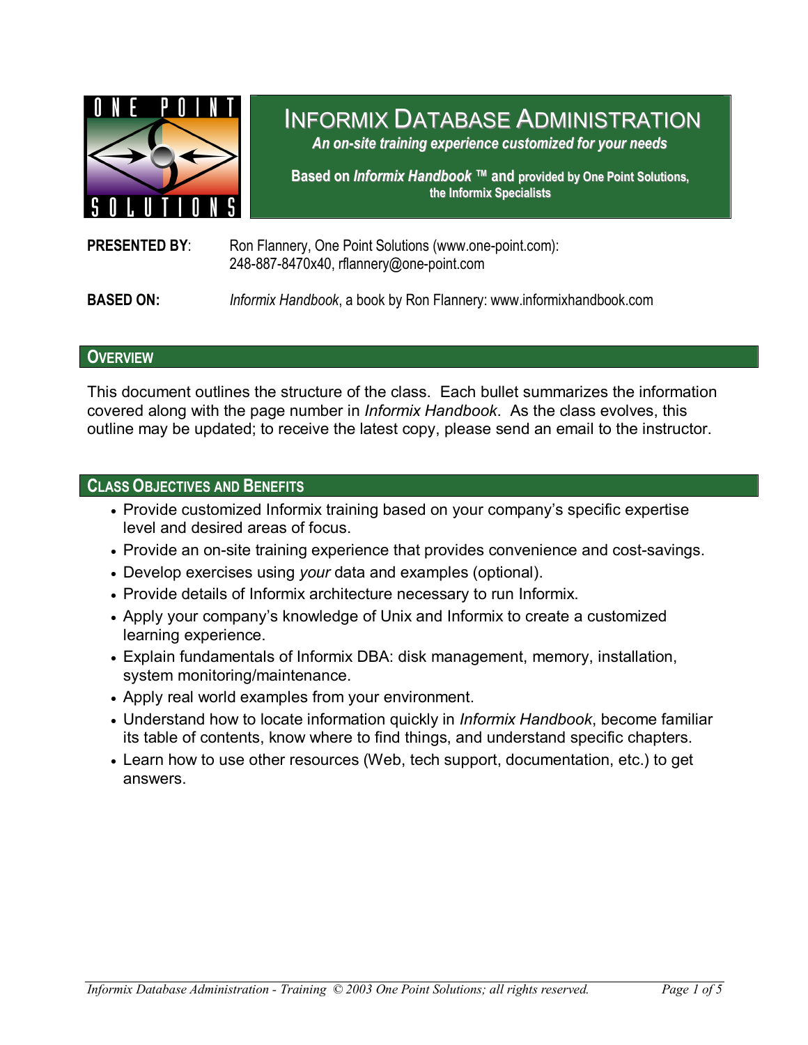# Informix Database Administration

***An on-site training experience customized for your needs***

**Based on *Informix Handbook* ™ and provided by One Point Solutions, the Informix Specialists**

**PRESENTED BY**: Ron Flannery, One Point Solutions (www.one-point.com): 248-887-8470x40, rflannery@one-point.com

**BASED ON:** *Informix Handbook*, a book by Ron Flannery: www.informixhandbook.com

## Overview

This document outlines the structure of the class. Each bullet summarizes the information covered along with the page number in *Informix Handbook*. As the class evolves, this outline may be updated; to receive the latest copy, please send an email to the instructor.

## Class Objectives and Benefits

- Provide customized Informix training based on your company's specific expertise level and desired areas of focus.
- Provide an on-site training experience that provides convenience and cost-savings.
- Develop exercises using *your* data and examples (optional).
- Provide details of Informix architecture necessary to run Informix.
- Apply your company's knowledge of Unix and Informix to create a customized learning experience.
- Explain fundamentals of Informix DBA: disk management, memory, installation, system monitoring/maintenance.
- Apply real world examples from your environment.
- Understand how to locate information quickly in *Informix Handbook*, become familiar its table of contents, know where to find things, and understand specific chapters.
- Learn how to use other resources (Web, tech support, documentation, etc.) to get answers.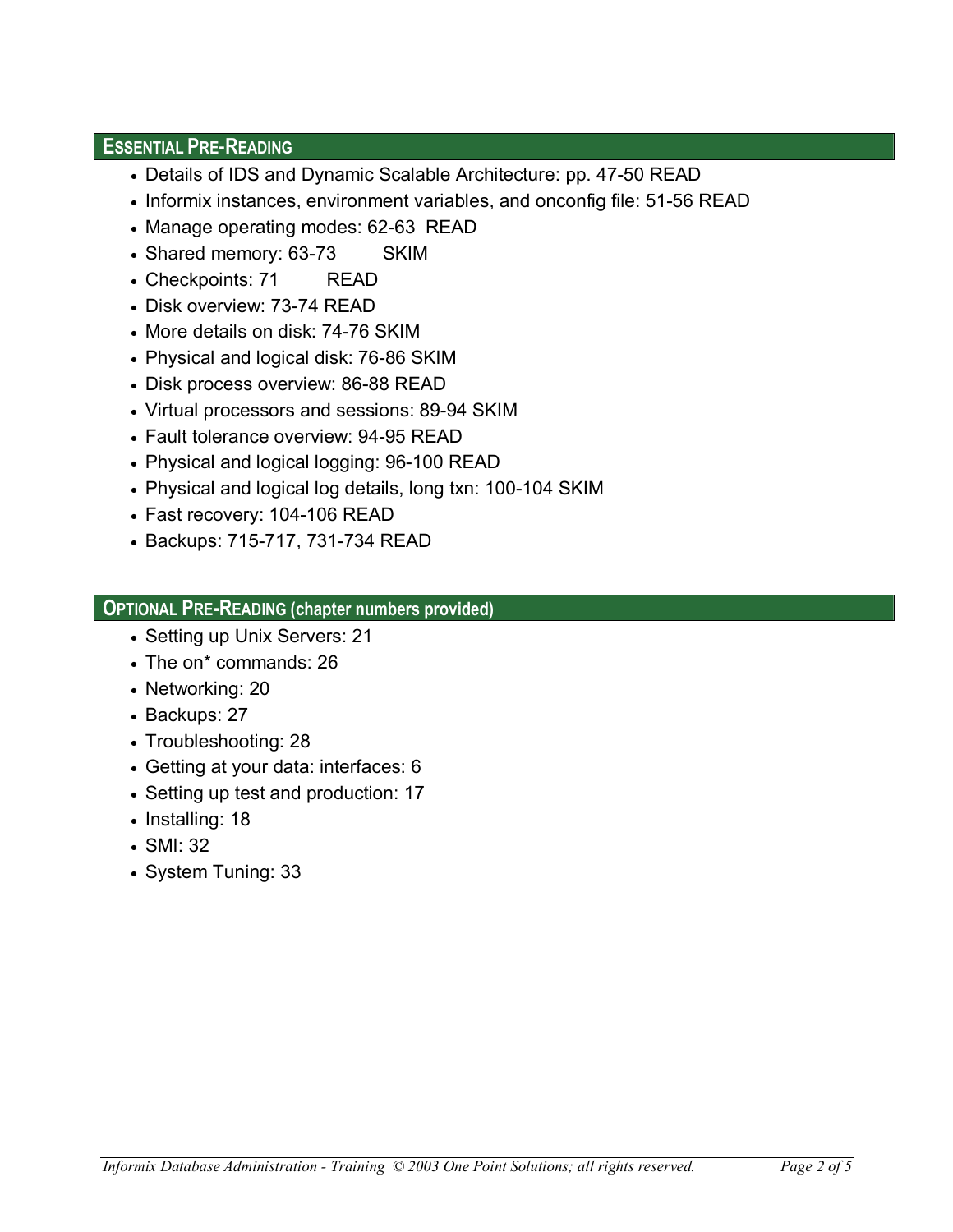## ESSENTIAL PRE-READING

- Details of IDS and Dynamic Scalable Architecture: pp. 47-50 READ
- Informix instances, environment variables, and onconfig file: 51-56 READ
- Manage operating modes: 62-63 READ
- Shared memory: 63-73 SKIM
- Checkpoints: 71 READ
- Disk overview: 73-74 READ
- More details on disk: 74-76 SKIM
- Physical and logical disk: 76-86 SKIM
- Disk process overview: 86-88 READ
- Virtual processors and sessions: 89-94 SKIM
- Fault tolerance overview: 94-95 READ
- Physical and logical logging: 96-100 READ
- Physical and logical log details, long txn: 100-104 SKIM
- Fast recovery: 104-106 READ
- Backups: 715-717, 731-734 READ

## OPTIONAL PRE-READING (chapter numbers provided)

- Setting up Unix Servers: 21
- The on* commands: 26
- Networking: 20
- Backups: 27
- Troubleshooting: 28
- Getting at your data: interfaces: 6
- Setting up test and production: 17
- Installing: 18
- SMI: 32
- System Tuning: 33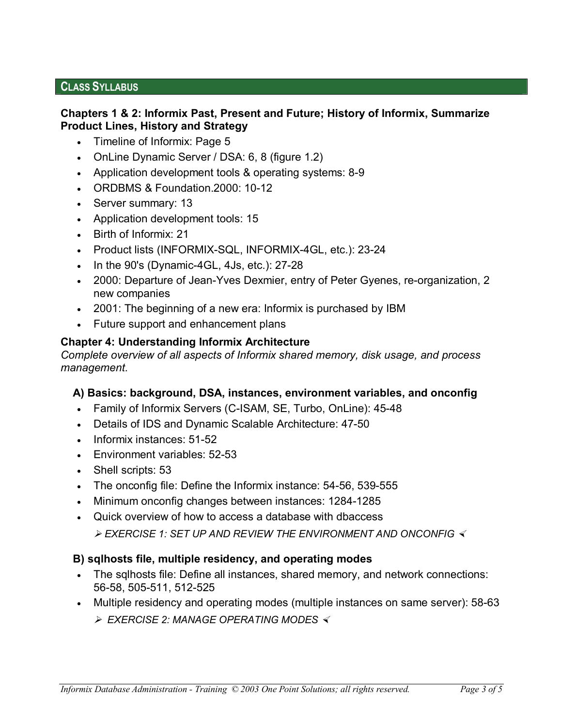## CLASS SYLLABUS

**Chapters 1 & 2: Informix Past, Present and Future; History of Informix, Summarize Product Lines, History and Strategy**

- Timeline of Informix: Page 5
- OnLine Dynamic Server / DSA: 6, 8 (figure 1.2)
- Application development tools & operating systems: 8-9
- ORDBMS & Foundation.2000: 10-12
- Server summary: 13
- Application development tools: 15
- Birth of Informix: 21
- Product lists (INFORMIX-SQL, INFORMIX-4GL, etc.): 23-24
- In the 90's (Dynamic-4GL, 4Js, etc.): 27-28
- 2000: Departure of Jean-Yves Dexmier, entry of Peter Gyenes, re-organization, 2 new companies
- 2001: The beginning of a new era: Informix is purchased by IBM
- Future support and enhancement plans

**Chapter 4: Understanding Informix Architecture**

*Complete overview of all aspects of Informix shared memory, disk usage, and process management.*

### A) Basics: background, DSA, instances, environment variables, and onconfig

- Family of Informix Servers (C-ISAM, SE, Turbo, OnLine): 45-48
- Details of IDS and Dynamic Scalable Architecture: 47-50
- Informix instances: 51-52
- Environment variables: 52-53
- Shell scripts: 53
- The onconfig file: Define the Informix instance: 54-56, 539-555
- Minimum onconfig changes between instances: 1284-1285
- Quick overview of how to access a database with dbaccess
  - *EXERCISE 1: SET UP AND REVIEW THE ENVIRONMENT AND ONCONFIG*

### B) sqlhosts file, multiple residency, and operating modes

- The sqlhosts file: Define all instances, shared memory, and network connections: 56-58, 505-511, 512-525
- Multiple residency and operating modes (multiple instances on same server): 58-63
  - *EXERCISE 2: MANAGE OPERATING MODES*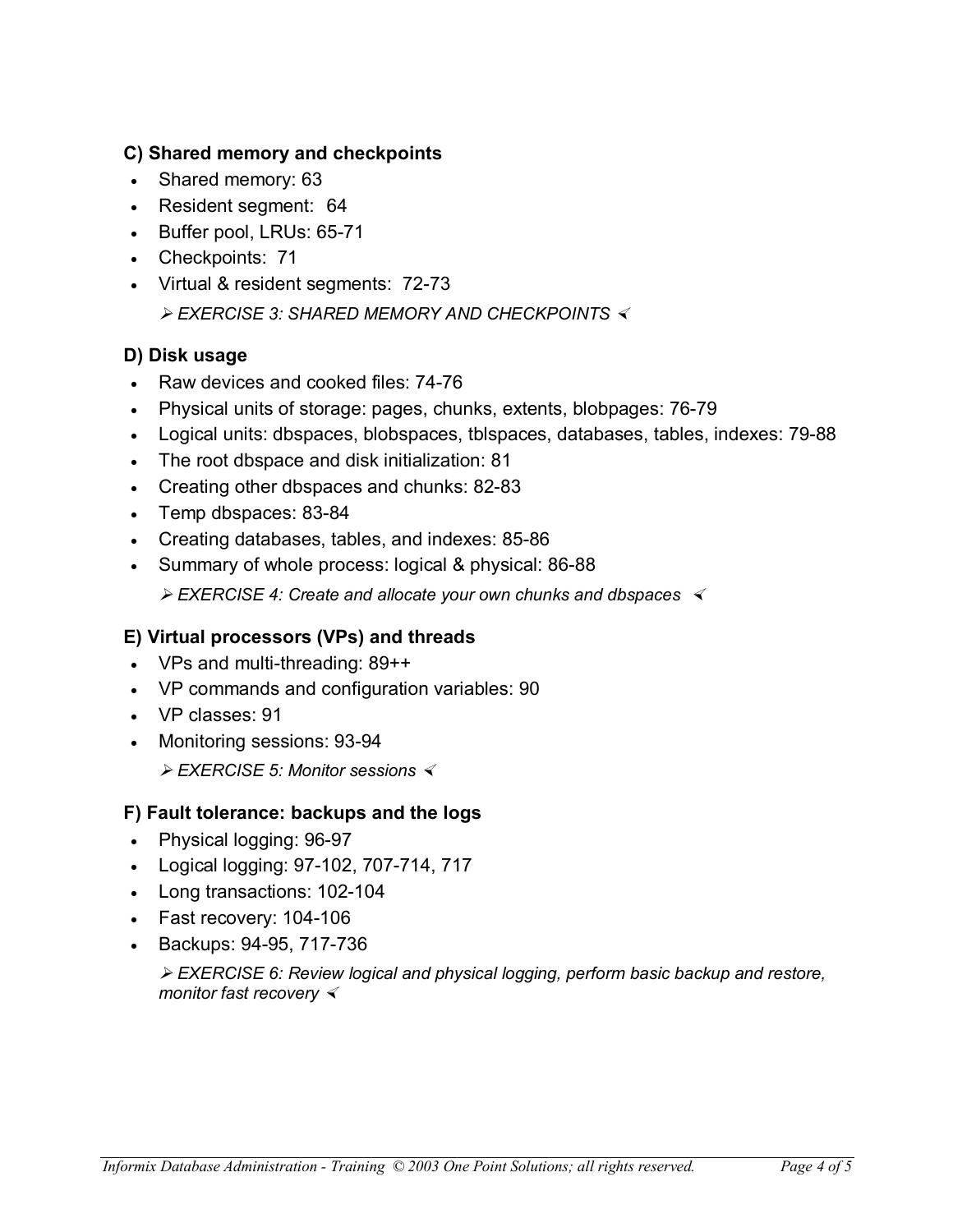### C) Shared memory and checkpoints

- Shared memory: 63
- Resident segment: 64
- Buffer pool, LRUs: 65-71
- Checkpoints: 71
- Virtual & resident segments: 72-73

  ➢ *EXERCISE 3: SHARED MEMORY AND CHECKPOINTS* ➢

### D) Disk usage

- Raw devices and cooked files: 74-76
- Physical units of storage: pages, chunks, extents, blobpages: 76-79
- Logical units: dbspaces, blobspaces, tblspaces, databases, tables, indexes: 79-88
- The root dbspace and disk initialization: 81
- Creating other dbspaces and chunks: 82-83
- Temp dbspaces: 83-84
- Creating databases, tables, and indexes: 85-86
- Summary of whole process: logical & physical: 86-88

  ➢ *EXERCISE 4: Create and allocate your own chunks and dbspaces* ➢

### E) Virtual processors (VPs) and threads

- VPs and multi-threading: 89++
- VP commands and configuration variables: 90
- VP classes: 91
- Monitoring sessions: 93-94

  ➢ *EXERCISE 5: Monitor sessions* ➢

### F) Fault tolerance: backups and the logs

- Physical logging: 96-97
- Logical logging: 97-102, 707-714, 717
- Long transactions: 102-104
- Fast recovery: 104-106
- Backups: 94-95, 717-736

  ➢ *EXERCISE 6: Review logical and physical logging, perform basic backup and restore, monitor fast recovery* ➢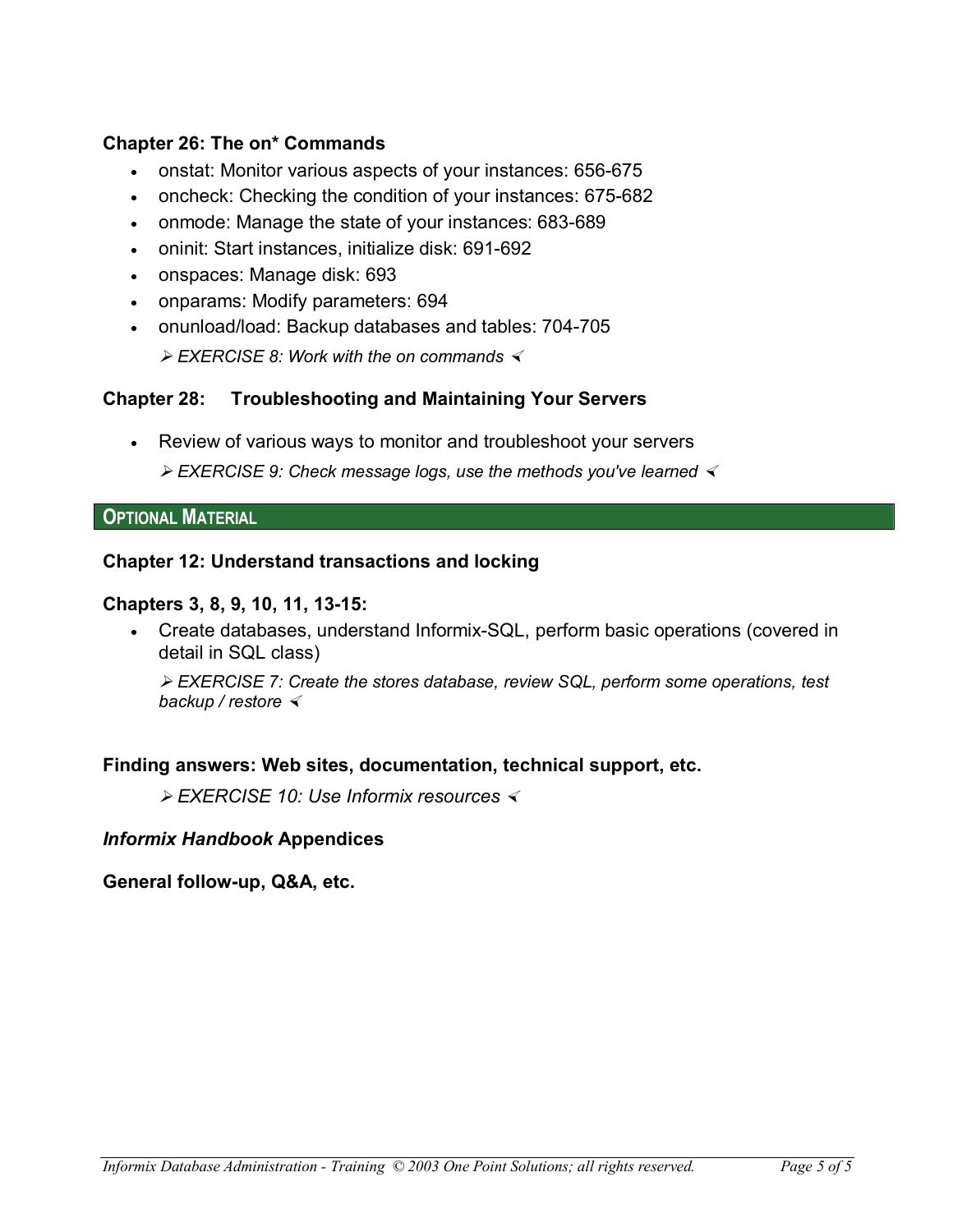### Chapter 26: The on* Commands

- onstat: Monitor various aspects of your instances: 656-675
- oncheck: Checking the condition of your instances: 675-682
- onmode: Manage the state of your instances: 683-689
- oninit: Start instances, initialize disk: 691-692
- onspaces: Manage disk: 693
- onparams: Modify parameters: 694
- onunload/load: Backup databases and tables: 704-705

  ➢ *EXERCISE 8: Work with the on commands* ≺

### Chapter 28: Troubleshooting and Maintaining Your Servers

- Review of various ways to monitor and troubleshoot your servers

  ➢ *EXERCISE 9: Check message logs, use the methods you've learned* ≺

## OPTIONAL MATERIAL

### Chapter 12: Understand transactions and locking

### Chapters 3, 8, 9, 10, 11, 13-15:

- Create databases, understand Informix-SQL, perform basic operations (covered in detail in SQL class)

  ➢ *EXERCISE 7: Create the stores database, review SQL, perform some operations, test backup / restore* ≺

### Finding answers: Web sites, documentation, technical support, etc.

➢ *EXERCISE 10: Use Informix resources* ≺

### *Informix Handbook* Appendices

### General follow-up, Q&A, etc.